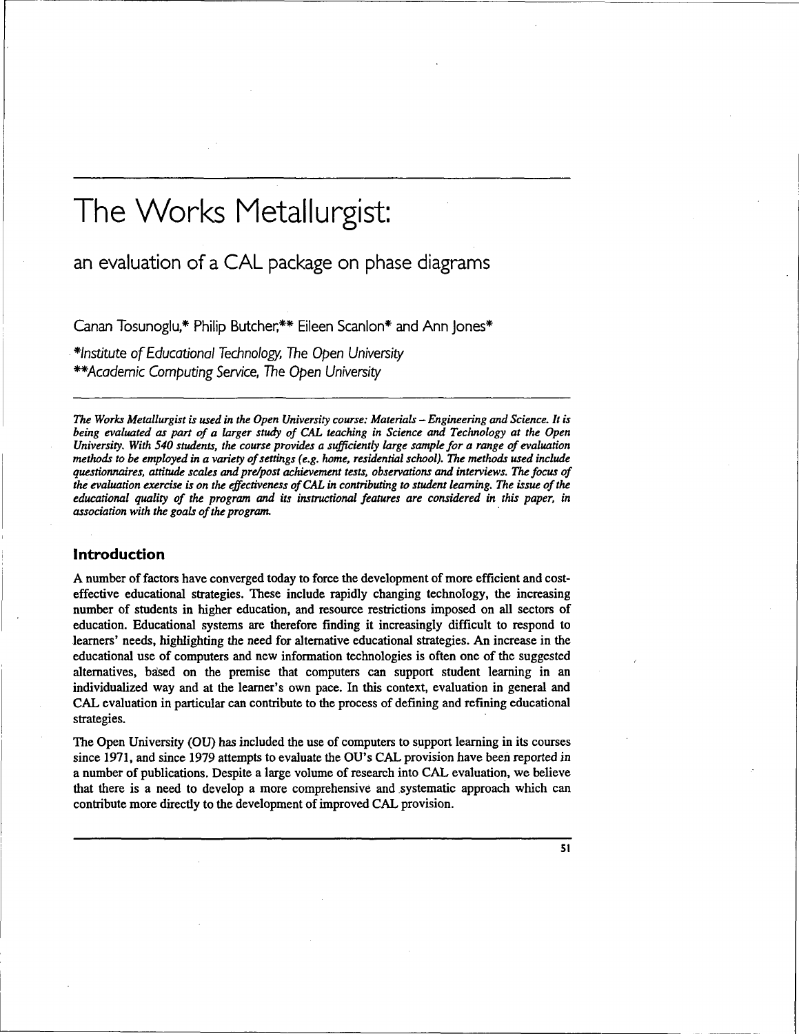# The Works Metallurgist:

## an evaluation of a CAL package on phase diagrams

Canan Tosunoglu,* Philip Butcher,** Eileen Scanlon* and Ann Jones*

*Institute of Educational Technology, The Open University
**Academic Computing Service, The Open University

*The Works Metallurgist is used in the Open University course: Materials – Engineering and Science. It is being evaluated as part of a larger study of CAL teaching in Science and Technology at the Open University. With 540 students, the course provides a sufficiently large sample for a range of evaluation methods to be employed in a variety of settings (e.g. home, residential school). The methods used include questionnaires, attitude scales and pre/post achievement tests, observations and interviews. The focus of the evaluation exercise is on the effectiveness of CAL in contributing to student learning. The issue of the educational quality of the program and its instructional features are considered in this paper, in association with the goals of the program.*

### Introduction

A number of factors have converged today to force the development of more efficient and cost-effective educational strategies. These include rapidly changing technology, the increasing number of students in higher education, and resource restrictions imposed on all sectors of education. Educational systems are therefore finding it increasingly difficult to respond to learners' needs, highlighting the need for alternative educational strategies. An increase in the educational use of computers and new information technologies is often one of the suggested alternatives, based on the premise that computers can support student learning in an individualized way and at the learner's own pace. In this context, evaluation in general and CAL evaluation in particular can contribute to the process of defining and refining educational strategies.

The Open University (OU) has included the use of computers to support learning in its courses since 1971, and since 1979 attempts to evaluate the OU's CAL provision have been reported in a number of publications. Despite a large volume of research into CAL evaluation, we believe that there is a need to develop a more comprehensive and systematic approach which can contribute more directly to the development of improved CAL provision.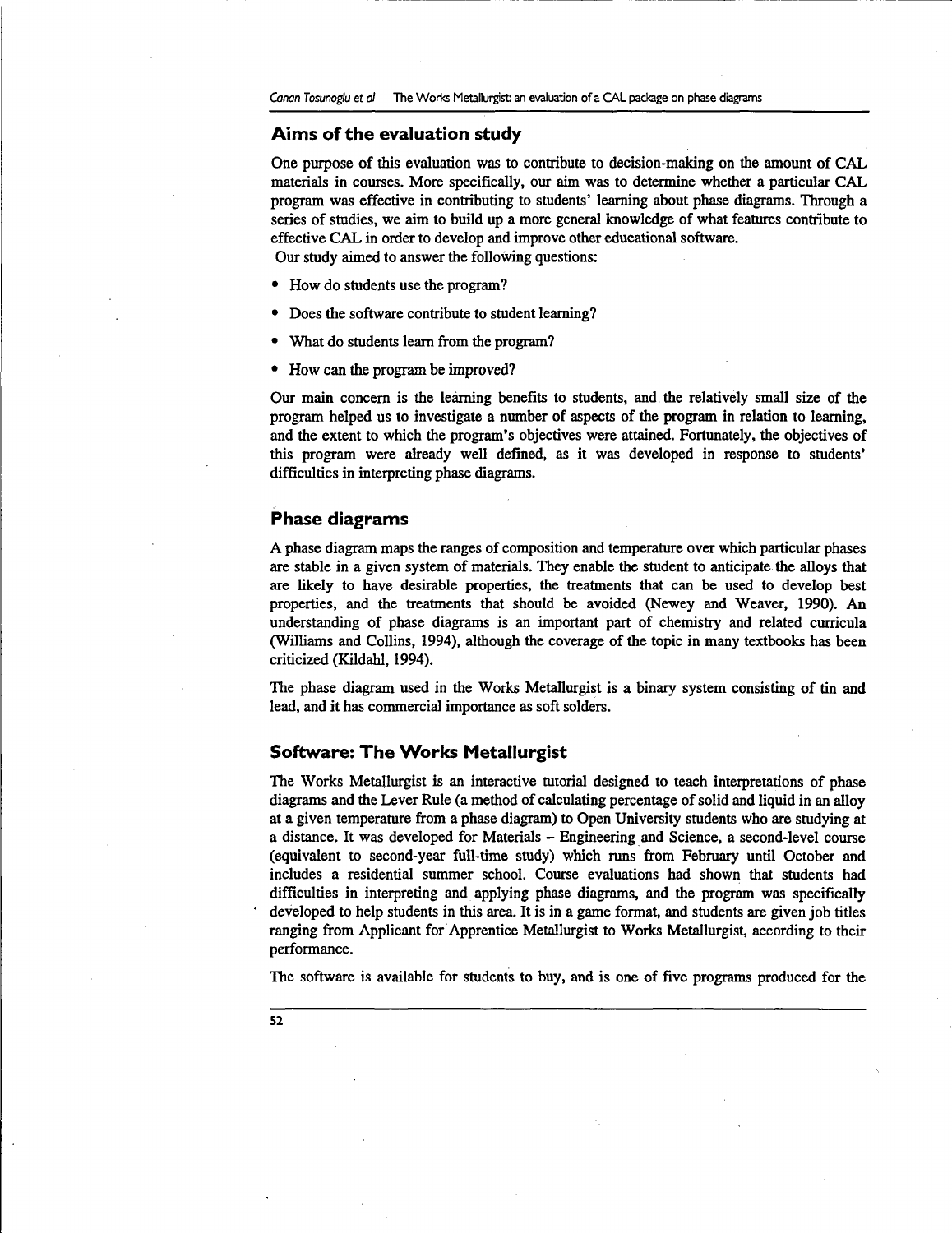## Aims of the evaluation study

One purpose of this evaluation was to contribute to decision-making on the amount of CAL materials in courses. More specifically, our aim was to determine whether a particular CAL program was effective in contributing to students' learning about phase diagrams. Through a series of studies, we aim to build up a more general knowledge of what features contribute to effective CAL in order to develop and improve other educational software.

Our study aimed to answer the following questions:

- How do students use the program?
- Does the software contribute to student learning?
- What do students learn from the program?
- How can the program be improved?

Our main concern is the learning benefits to students, and the relatively small size of the program helped us to investigate a number of aspects of the program in relation to learning, and the extent to which the program's objectives were attained. Fortunately, the objectives of this program were already well defined, as it was developed in response to students' difficulties in interpreting phase diagrams.

## Phase diagrams

A phase diagram maps the ranges of composition and temperature over which particular phases are stable in a given system of materials. They enable the student to anticipate the alloys that are likely to have desirable properties, the treatments that can be used to develop best properties, and the treatments that should be avoided (Newey and Weaver, 1990). An understanding of phase diagrams is an important part of chemistry and related curricula (Williams and Collins, 1994), although the coverage of the topic in many textbooks has been criticized (Kildahl, 1994).

The phase diagram used in the Works Metallurgist is a binary system consisting of tin and lead, and it has commercial importance as soft solders.

## Software: The Works Metallurgist

The Works Metallurgist is an interactive tutorial designed to teach interpretations of phase diagrams and the Lever Rule (a method of calculating percentage of solid and liquid in an alloy at a given temperature from a phase diagram) to Open University students who are studying at a distance. It was developed for Materials – Engineering and Science, a second-level course (equivalent to second-year full-time study) which runs from February until October and includes a residential summer school. Course evaluations had shown that students had difficulties in interpreting and applying phase diagrams, and the program was specifically developed to help students in this area. It is in a game format, and students are given job titles ranging from Applicant for Apprentice Metallurgist to Works Metallurgist, according to their performance.

The software is available for students to buy, and is one of five programs produced for the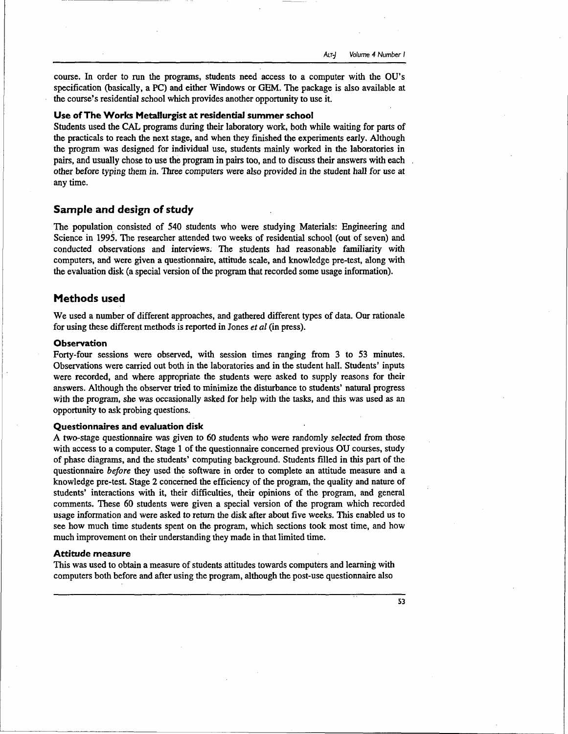course. In order to run the programs, students need access to a computer with the OU's specification (basically, a PC) and either Windows or GEM. The package is also available at the course's residential school which provides another opportunity to use it.

### Use of The Works Metallurgist at residential summer school

Students used the CAL programs during their laboratory work, both while waiting for parts of the practicals to reach the next stage, and when they finished the experiments early. Although the program was designed for individual use, students mainly worked in the laboratories in pairs, and usually chose to use the program in pairs too, and to discuss their answers with each other before typing them in. Three computers were also provided in the student hall for use at any time.

## Sample and design of study

The population consisted of 540 students who were studying Materials: Engineering and Science in 1995. The researcher attended two weeks of residential school (out of seven) and conducted observations and interviews. The students had reasonable familiarity with computers, and were given a questionnaire, attitude scale, and knowledge pre-test, along with the evaluation disk (a special version of the program that recorded some usage information).

## Methods used

We used a number of different approaches, and gathered different types of data. Our rationale for using these different methods is reported in Jones *et al* (in press).

### Observation

Forty-four sessions were observed, with session times ranging from 3 to 53 minutes. Observations were carried out both in the laboratories and in the student hall. Students' inputs were recorded, and where appropriate the students were asked to supply reasons for their answers. Although the observer tried to minimize the disturbance to students' natural progress with the program, she was occasionally asked for help with the tasks, and this was used as an opportunity to ask probing questions.

### Questionnaires and evaluation disk

A two-stage questionnaire was given to 60 students who were randomly selected from those with access to a computer. Stage 1 of the questionnaire concerned previous OU courses, study of phase diagrams, and the students' computing background. Students filled in this part of the questionnaire *before* they used the software in order to complete an attitude measure and a knowledge pre-test. Stage 2 concerned the efficiency of the program, the quality and nature of students' interactions with it, their difficulties, their opinions of the program, and general comments. These 60 students were given a special version of the program which recorded usage information and were asked to return the disk after about five weeks. This enabled us to see how much time students spent on the program, which sections took most time, and how much improvement on their understanding they made in that limited time.

### Attitude measure

This was used to obtain a measure of students attitudes towards computers and learning with computers both before and after using the program, although the post-use questionnaire also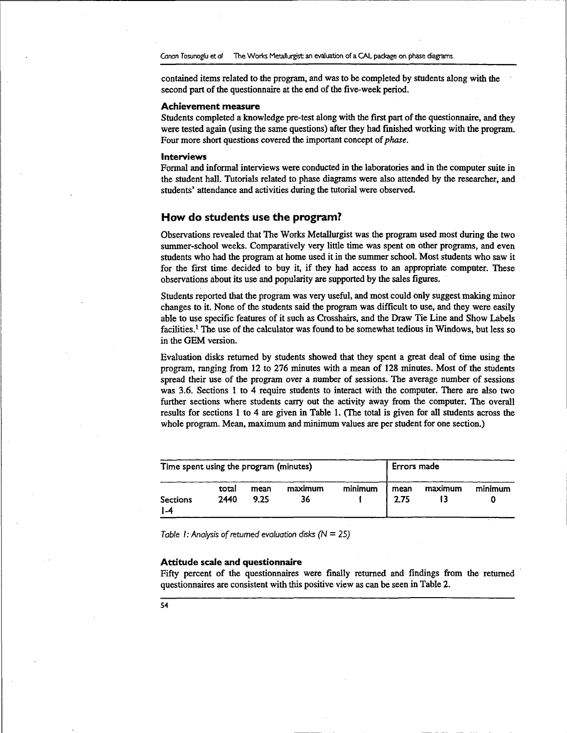contained items related to the program, and was to be completed by students along with the second part of the questionnaire at the end of the five-week period.

### Achievement measure

Students completed a knowledge pre-test along with the first part of the questionnaire, and they were tested again (using the same questions) after they had finished working with the program. Four more short questions covered the important concept of *phase*.

### Interviews

Formal and informal interviews were conducted in the laboratories and in the computer suite in the student hall. Tutorials related to phase diagrams were also attended by the researcher, and students' attendance and activities during the tutorial were observed.

## How do students use the program?

Observations revealed that The Works Metallurgist was the program used most during the two summer-school weeks. Comparatively very little time was spent on other programs, and even students who had the program at home used it in the summer school. Most students who saw it for the first time decided to buy it, if they had access to an appropriate computer. These observations about its use and popularity are supported by the sales figures.

Students reported that the program was very useful, and most could only suggest making minor changes to it. None of the students said the program was difficult to use, and they were easily able to use specific features of it such as Crosshairs, and the Draw Tie Line and Show Labels facilities.[1] The use of the calculator was found to be somewhat tedious in Windows, but less so in the GEM version.

Evaluation disks returned by students showed that they spent a great deal of time using the program, ranging from 12 to 276 minutes with a mean of 128 minutes. Most of the students spread their use of the program over a number of sessions. The average number of sessions was 3.6. Sections 1 to 4 require students to interact with the computer. There are also two further sections where students carry out the activity away from the computer. The overall results for sections 1 to 4 are given in Table 1. (The total is given for all students across the whole program. Mean, maximum and minimum values are per student for one section.)

| Time spent using the program (minutes) | | | | | Errors made | | |
|---|---|---|---|---|---|---|---|
| | total | mean | maximum | minimum | mean | maximum | minimum |
| Sections 1-4 | 2440 | 9.25 | 36 | 1 | 2.75 | 13 | 0 |

*Table 1: Analysis of returned evaluation disks (N = 25)*

### Attitude scale and questionnaire

Fifty percent of the questionnaires were finally returned and findings from the returned questionnaires are consistent with this positive view as can be seen in Table 2.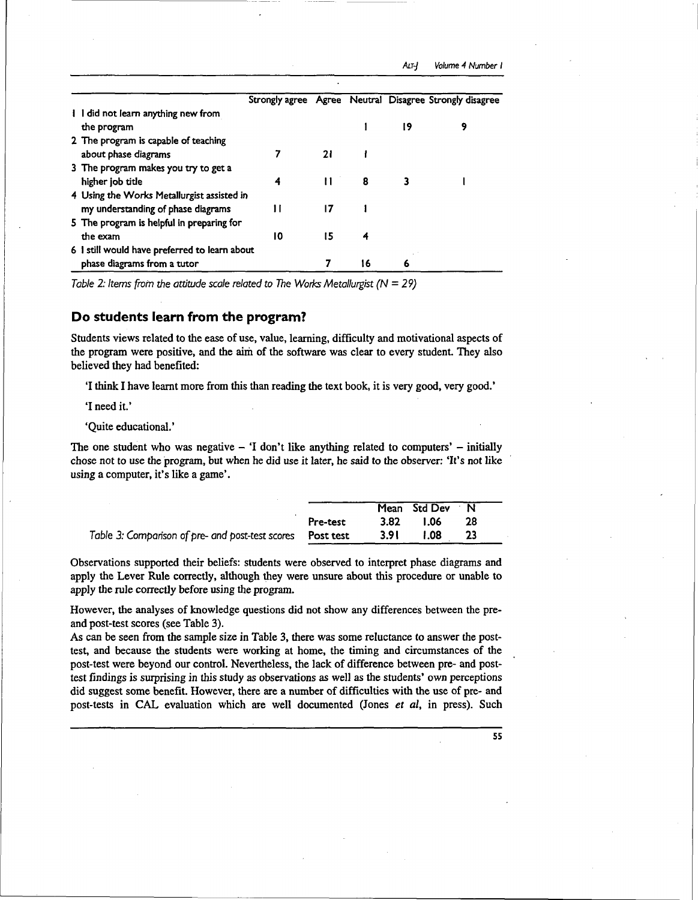| | Strongly agree | Agree | Neutral | Disagree | Strongly disagree |
|---|---|---|---|---|---|
| 1 I did not learn anything new from the program | | | 1 | 19 | 9 |
| 2 The program is capable of teaching about phase diagrams | 7 | 21 | 1 | | |
| 3 The program makes you try to get a higher job title | 4 | 11 | 8 | 3 | 1 |
| 4 Using the Works Metallurgist assisted in my understanding of phase diagrams | 11 | 17 | 1 | | |
| 5 The program is helpful in preparing for the exam | 10 | 15 | 4 | | |
| 6 I still would have preferred to learn about phase diagrams from a tutor | | 7 | 16 | 6 | |

*Table 2: Items from the attitude scale related to The Works Metallurgist (N = 29)*

## Do students learn from the program?

Students views related to the ease of use, value, learning, difficulty and motivational aspects of the program were positive, and the aim of the software was clear to every student. They also believed they had benefited:

> 'I think I have learnt more from this than reading the text book, it is very good, very good.'
>
> 'I need it.'
>
> 'Quite educational.'

The one student who was negative – 'I don't like anything related to computers' – initially chose not to use the program, but when he did use it later, he said to the observer: 'It's not like using a computer, it's like a game'.

| | Mean | Std Dev | N |
|---|---|---|---|
| Pre-test | 3.82 | 1.06 | 28 |
| Post test | 3.91 | 1.08 | 23 |

*Table 3: Comparison of pre- and post-test scores*

Observations supported their beliefs: students were observed to interpret phase diagrams and apply the Lever Rule correctly, although they were unsure about this procedure or unable to apply the rule correctly before using the program.

However, the analyses of knowledge questions did not show any differences between the pre- and post-test scores (see Table 3).

As can be seen from the sample size in Table 3, there was some reluctance to answer the post-test, and because the students were working at home, the timing and circumstances of the post-test were beyond our control. Nevertheless, the lack of difference between pre- and post-test findings is surprising in this study as observations as well as the students' own perceptions did suggest some benefit. However, there are a number of difficulties with the use of pre- and post-tests in CAL evaluation which are well documented (Jones *et al*, in press). Such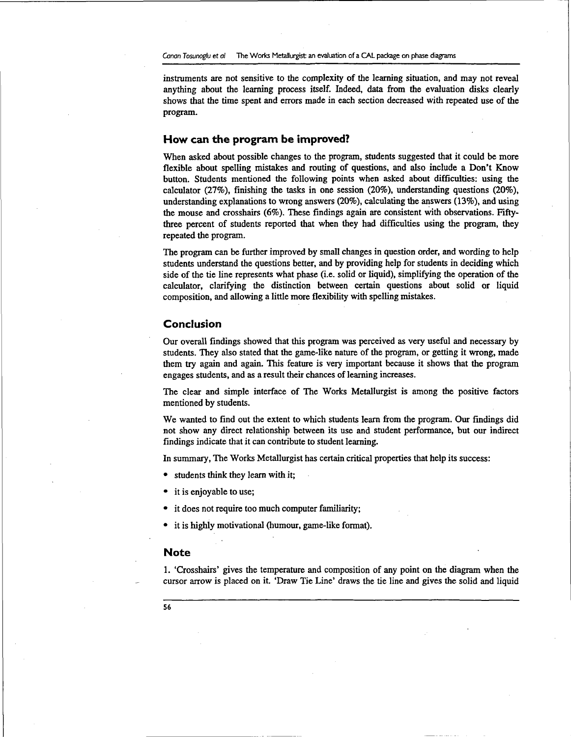instruments are not sensitive to the complexity of the learning situation, and may not reveal anything about the learning process itself. Indeed, data from the evaluation disks clearly shows that the time spent and errors made in each section decreased with repeated use of the program.

## How can the program be improved?

When asked about possible changes to the program, students suggested that it could be more flexible about spelling mistakes and routing of questions, and also include a Don't Know button. Students mentioned the following points when asked about difficulties: using the calculator (27%), finishing the tasks in one session (20%), understanding questions (20%), understanding explanations to wrong answers (20%), calculating the answers (13%), and using the mouse and crosshairs (6%). These findings again are consistent with observations. Fifty-three percent of students reported that when they had difficulties using the program, they repeated the program.

The program can be further improved by small changes in question order, and wording to help students understand the questions better, and by providing help for students in deciding which side of the tie line represents what phase (i.e. solid or liquid), simplifying the operation of the calculator, clarifying the distinction between certain questions about solid or liquid composition, and allowing a little more flexibility with spelling mistakes.

## Conclusion

Our overall findings showed that this program was perceived as very useful and necessary by students. They also stated that the game-like nature of the program, or getting it wrong, made them try again and again. This feature is very important because it shows that the program engages students, and as a result their chances of learning increases.

The clear and simple interface of The Works Metallurgist is among the positive factors mentioned by students.

We wanted to find out the extent to which students learn from the program. Our findings did not show any direct relationship between its use and student performance, but our indirect findings indicate that it can contribute to student learning.

In summary, The Works Metallurgist has certain critical properties that help its success:

- students think they learn with it;
- it is enjoyable to use;
- it does not require too much computer familiarity;
- it is highly motivational (humour, game-like format).

## Note

1. 'Crosshairs' gives the temperature and composition of any point on the diagram when the cursor arrow is placed on it. 'Draw Tie Line' draws the tie line and gives the solid and liquid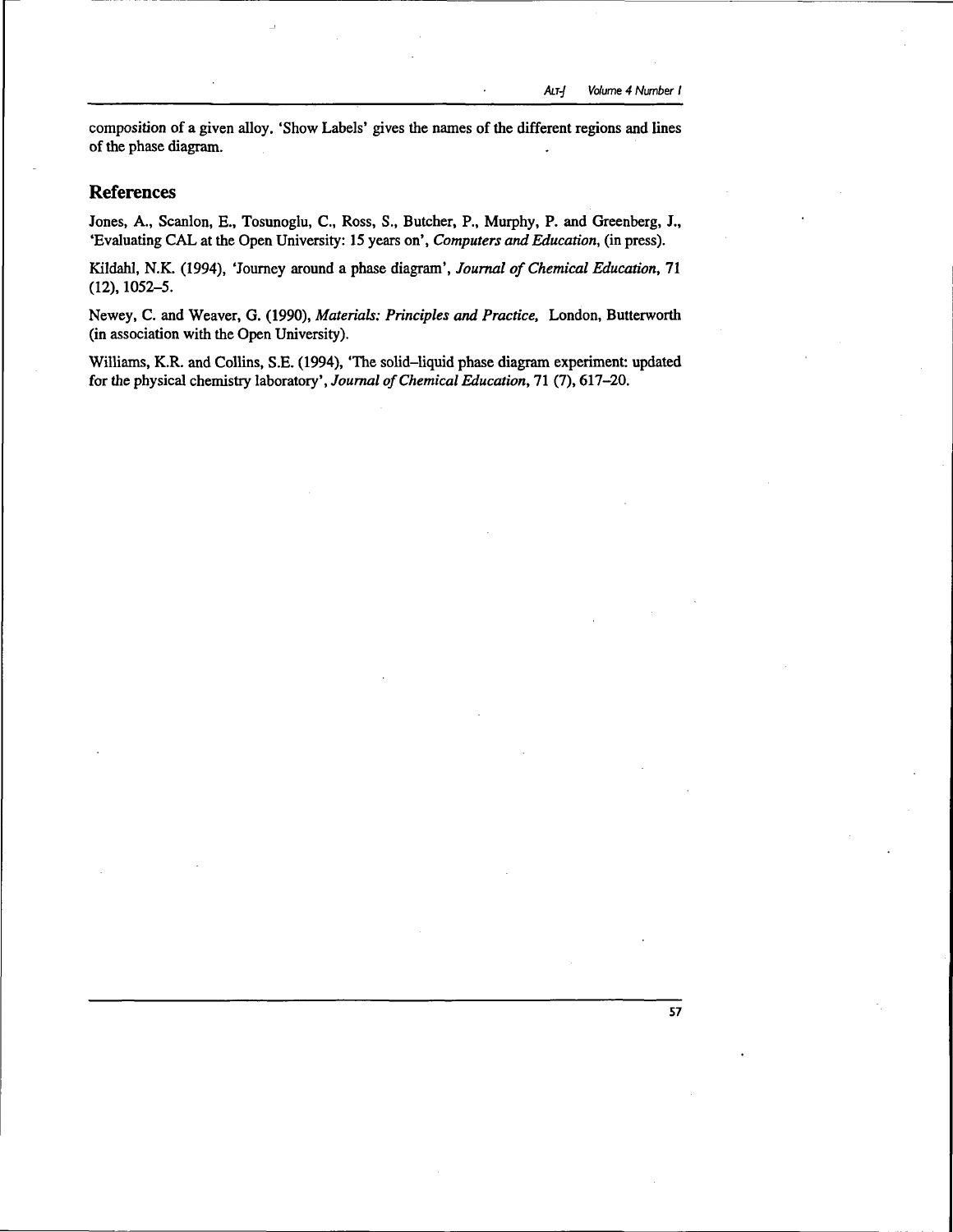composition of a given alloy. 'Show Labels' gives the names of the different regions and lines of the phase diagram.

## References

Jones, A., Scanlon, E., Tosunoglu, C., Ross, S., Butcher, P., Murphy, P. and Greenberg, J., 'Evaluating CAL at the Open University: 15 years on', *Computers and Education*, (in press).

Kildahl, N.K. (1994), 'Journey around a phase diagram', *Journal of Chemical Education*, 71 (12), 1052–5.

Newey, C. and Weaver, G. (1990), *Materials: Principles and Practice*, London, Butterworth (in association with the Open University).

Williams, K.R. and Collins, S.E. (1994), 'The solid–liquid phase diagram experiment: updated for the physical chemistry laboratory', *Journal of Chemical Education*, 71 (7), 617–20.